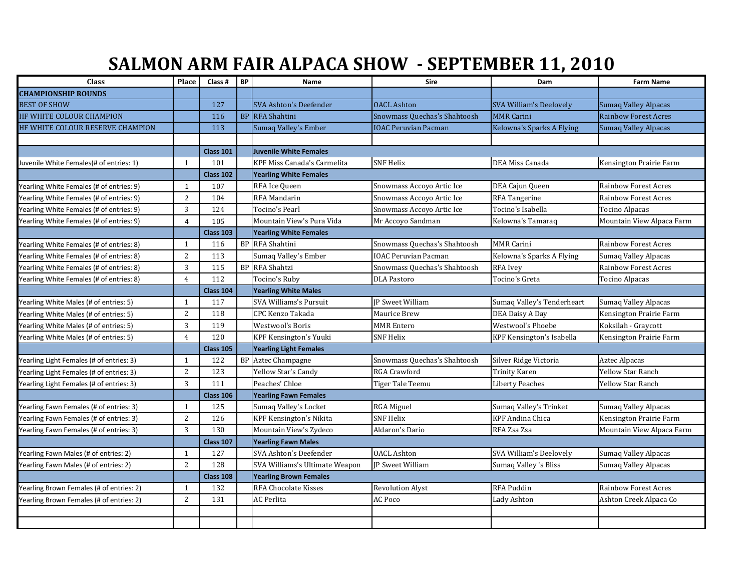# SALMON ARM FAIR ALPACA SHOW - SEPTEMBER 11, 2010

| Class | Place | Class # | BP | Name | Sire | Dam | Farm Name |
|---|---|---|---|---|---|---|---|
| **CHAMPIONSHIP ROUNDS** | | | | | | | |
| BEST OF SHOW | | 127 | | SVA Ashton's Deefender | OACL Ashton | SVA William's Deelovely | Sumaq Valley Alpacas |
| HF WHITE COLOUR CHAMPION | | 116 | BP | RFA Shahtini | Snowmass Quechas's Shahtoosh | MMR Carini | Rainbow Forest Acres |
| HF WHITE COLOUR RESERVE CHAMPION | | 113 | | Sumaq Valley's Ember | IOAC Peruvian Pacman | Kelowna's Sparks A Flying | Sumaq Valley Alpacas |
| | | | | | | | |
| | | **Class 101** | | **Juvenile White Females** | | | |
| Juvenile White Females(# of entries: 1) | 1 | 101 | | KPF Miss Canada's Carmelita | SNF Helix | DEA Miss Canada | Kensington Prairie Farm |
| | | **Class 102** | | **Yearling White Females** | | | |
| Yearling White Females (# of entries: 9) | 1 | 107 | | RFA Ice Queen | Snowmass Accoyo Artic Ice | DEA Cajun Queen | Rainbow Forest Acres |
| Yearling White Females (# of entries: 9) | 2 | 104 | | RFA Mandarin | Snowmass Accoyo Artic Ice | RFA Tangerine | Rainbow Forest Acres |
| Yearling White Females (# of entries: 9) | 3 | 124 | | Tocino's Pearl | Snowmass Accoyo Artic Ice | Tocino's Isabella | Tocino Alpacas |
| Yearling White Females (# of entries: 9) | 4 | 105 | | Mountain View's Pura Vida | Mr Accoyo Sandman | Kelowna's Tamaraq | Mountain View Alpaca Farm |
| | | **Class 103** | | **Yearling White Females** | | | |
| Yearling White Females (# of entries: 8) | 1 | 116 | BP | RFA Shahtini | Snowmass Quechas's Shahtoosh | MMR Carini | Rainbow Forest Acres |
| Yearling White Females (# of entries: 8) | 2 | 113 | | Sumaq Valley's Ember | IOAC Peruvian Pacman | Kelowna's Sparks A Flying | Sumaq Valley Alpacas |
| Yearling White Females (# of entries: 8) | 3 | 115 | BP | RFA Shahtzi | Snowmass Quechas's Shahtoosh | RFA Ivey | Rainbow Forest Acres |
| Yearling White Females (# of entries: 8) | 4 | 112 | | Tocino's Ruby | DLA Pastoro | Tocino's Greta | Tocino Alpacas |
| | | **Class 104** | | **Yearling White Males** | | | |
| Yearling White Males (# of entries: 5) | 1 | 117 | | SVA Williams's Pursuit | JP Sweet William | Sumaq Valley's Tenderheart | Sumaq Valley Alpacas |
| Yearling White Males (# of entries: 5) | 2 | 118 | | CPC Kenzo Takada | Maurice Brew | DEA Daisy A Day | Kensington Prairie Farm |
| Yearling White Males (# of entries: 5) | 3 | 119 | | Westwool's Boris | MMR Entero | Westwool's Phoebe | Koksilah - Graycott |
| Yearling White Males (# of entries: 5) | 4 | 120 | | KPF Kensington's Yuuki | SNF Helix | KPF Kensington's Isabella | Kensington Prairie Farm |
| | | **Class 105** | | **Yearling Light Females** | | | |
| Yearling Light Females (# of entries: 3) | 1 | 122 | BP | Aztec Champagne | Snowmass Quechas's Shahtoosh | Silver Ridge Victoria | Aztec Alpacas |
| Yearling Light Females (# of entries: 3) | 2 | 123 | | Yellow Star's Candy | RGA Crawford | Trinity Karen | Yellow Star Ranch |
| Yearling Light Females (# of entries: 3) | 3 | 111 | | Peaches' Chloe | Tiger Tale Teemu | Liberty Peaches | Yellow Star Ranch |
| | | **Class 106** | | **Yearling Fawn Females** | | | |
| Yearling Fawn Females (# of entries: 3) | 1 | 125 | | Sumaq Valley's Locket | RGA Miguel | Sumaq Valley's Trinket | Sumaq Valley Alpacas |
| Yearling Fawn Females (# of entries: 3) | 2 | 126 | | KPF Kensington's Nikita | SNF Helix | KPF Andina Chica | Kensington Prairie Farm |
| Yearling Fawn Females (# of entries: 3) | 3 | 130 | | Mountain View's Zydeco | Aldaron's Dario | RFA Zsa Zsa | Mountain View Alpaca Farm |
| | | **Class 107** | | **Yearling Fawn Males** | | | |
| Yearling Fawn Males (# of entries: 2) | 1 | 127 | | SVA Ashton's Deefender | OACL Ashton | SVA William's Deelovely | Sumaq Valley Alpacas |
| Yearling Fawn Males (# of entries: 2) | 2 | 128 | | SVA Williams's Ultimate Weapon | JP Sweet William | Sumaq Valley 's Bliss | Sumaq Valley Alpacas |
| | | **Class 108** | | **Yearling Brown Females** | | | |
| Yearling Brown Females (# of entries: 2) | 1 | 132 | | RFA Chocolate Kisses | Revolution Alyst | RFA Puddin | Rainbow Forest Acres |
| Yearling Brown Females (# of entries: 2) | 2 | 131 | | AC Perlita | AC Poco | Lady Ashton | Ashton Creek Alpaca Co |
| | | | | | | | |
| | | | | | | | |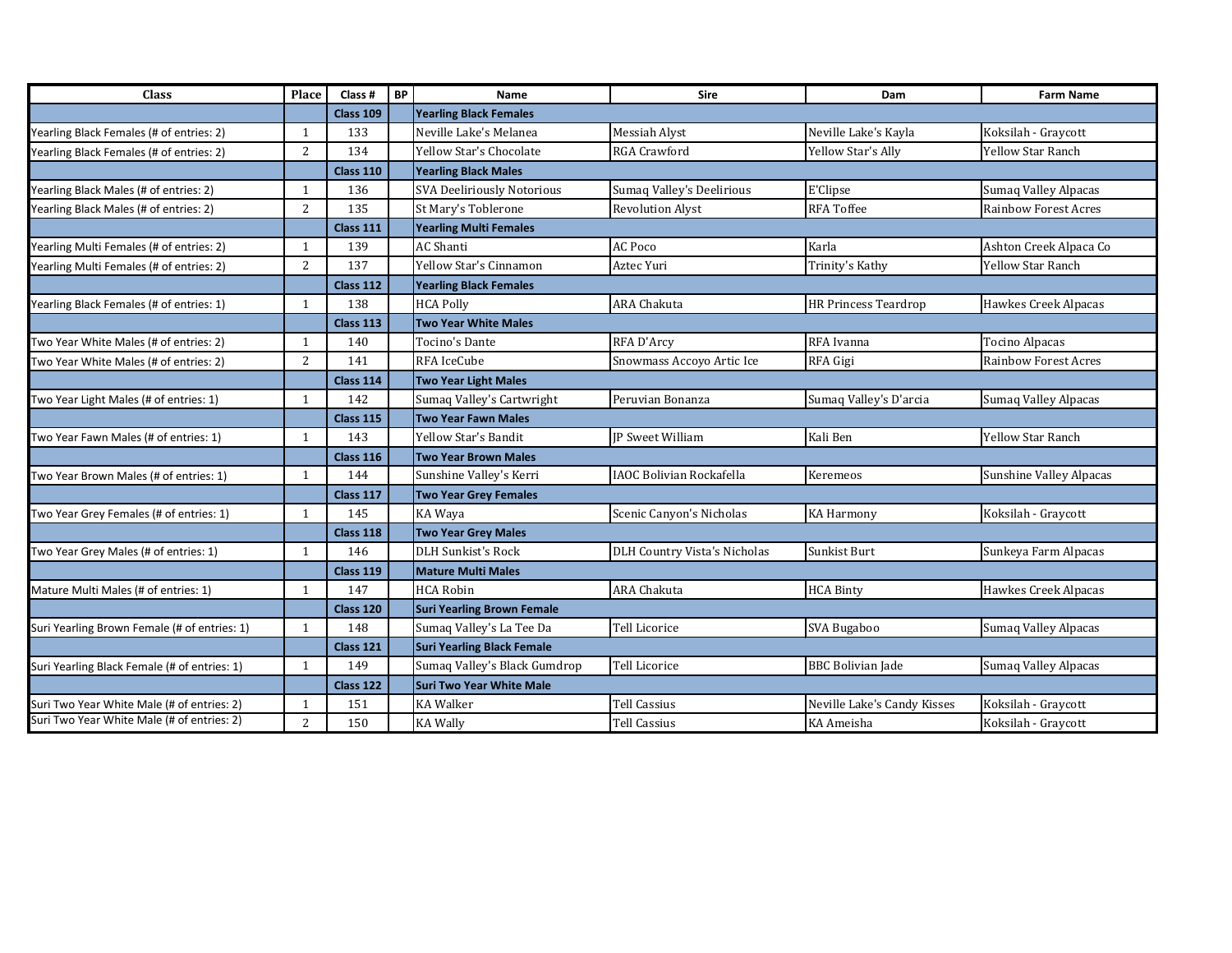| Class | Place | Class # | BP | Name | Sire | Dam | Farm Name |
|---|---|---|---|---|---|---|---|
| | | Class 109 | | Yearling Black Females | | | |
| Yearling Black Females (# of entries: 2) | 1 | 133 | | Neville Lake's Melanea | Messiah Alyst | Neville Lake's Kayla | Koksilah - Graycott |
| Yearling Black Females (# of entries: 2) | 2 | 134 | | Yellow Star's Chocolate | RGA Crawford | Yellow Star's Ally | Yellow Star Ranch |
| | | Class 110 | | Yearling Black Males | | | |
| Yearling Black Males (# of entries: 2) | 1 | 136 | | SVA Deeliriously Notorious | Sumaq Valley's Deelirious | E'Clipse | Sumaq Valley Alpacas |
| Yearling Black Males (# of entries: 2) | 2 | 135 | | St Mary's Toblerone | Revolution Alyst | RFA Toffee | Rainbow Forest Acres |
| | | Class 111 | | Yearling Multi Females | | | |
| Yearling Multi Females (# of entries: 2) | 1 | 139 | | AC Shanti | AC Poco | Karla | Ashton Creek Alpaca Co |
| Yearling Multi Females (# of entries: 2) | 2 | 137 | | Yellow Star's Cinnamon | Aztec Yuri | Trinity's Kathy | Yellow Star Ranch |
| | | Class 112 | | Yearling Black Females | | | |
| Yearling Black Females (# of entries: 1) | 1 | 138 | | HCA Polly | ARA Chakuta | HR Princess Teardrop | Hawkes Creek Alpacas |
| | | Class 113 | | Two Year White Males | | | |
| Two Year White Males (# of entries: 2) | 1 | 140 | | Tocino's Dante | RFA D'Arcy | RFA Ivanna | Tocino Alpacas |
| Two Year White Males (# of entries: 2) | 2 | 141 | | RFA IceCube | Snowmass Accoyo Artic Ice | RFA Gigi | Rainbow Forest Acres |
| | | Class 114 | | Two Year Light Males | | | |
| Two Year Light Males (# of entries: 1) | 1 | 142 | | Sumaq Valley's Cartwright | Peruvian Bonanza | Sumaq Valley's D'arcia | Sumaq Valley Alpacas |
| | | Class 115 | | Two Year Fawn Males | | | |
| Two Year Fawn Males (# of entries: 1) | 1 | 143 | | Yellow Star's Bandit | JP Sweet William | Kali Ben | Yellow Star Ranch |
| | | Class 116 | | Two Year Brown Males | | | |
| Two Year Brown Males (# of entries: 1) | 1 | 144 | | Sunshine Valley's Kerri | IAOC Bolivian Rockafella | Keremeos | Sunshine Valley Alpacas |
| | | Class 117 | | Two Year Grey Females | | | |
| Two Year Grey Females (# of entries: 1) | 1 | 145 | | KA Waya | Scenic Canyon's Nicholas | KA Harmony | Koksilah - Graycott |
| | | Class 118 | | Two Year Grey Males | | | |
| Two Year Grey Males (# of entries: 1) | 1 | 146 | | DLH Sunkist's Rock | DLH Country Vista's Nicholas | Sunkist Burt | Sunkeya Farm Alpacas |
| | | Class 119 | | Mature Multi Males | | | |
| Mature Multi Males (# of entries: 1) | 1 | 147 | | HCA Robin | ARA Chakuta | HCA Binty | Hawkes Creek Alpacas |
| | | Class 120 | | Suri Yearling Brown Female | | | |
| Suri Yearling Brown Female (# of entries: 1) | 1 | 148 | | Sumaq Valley's La Tee Da | Tell Licorice | SVA Bugaboo | Sumaq Valley Alpacas |
| | | Class 121 | | Suri Yearling Black Female | | | |
| Suri Yearling Black Female (# of entries: 1) | 1 | 149 | | Sumaq Valley's Black Gumdrop | Tell Licorice | BBC Bolivian Jade | Sumaq Valley Alpacas |
| | | Class 122 | | Suri Two Year White Male | | | |
| Suri Two Year White Male (# of entries: 2) | 1 | 151 | | KA Walker | Tell Cassius | Neville Lake's Candy Kisses | Koksilah - Graycott |
| Suri Two Year White Male (# of entries: 2) | 2 | 150 | | KA Wally | Tell Cassius | KA Ameisha | Koksilah - Graycott |